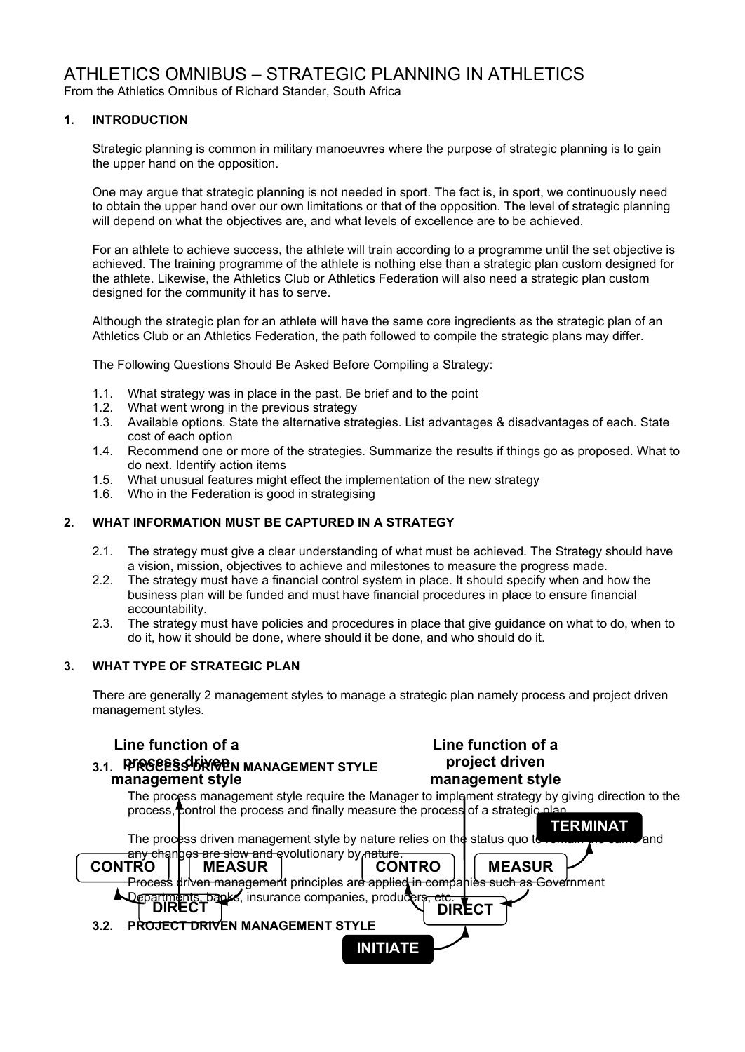# ATHLETICS OMNIBUS – STRATEGIC PLANNING IN ATHLETICS

From the Athletics Omnibus of Richard Stander, South Africa

## 1. INTRODUCTION

Strategic planning is common in military manoeuvres where the purpose of strategic planning is to gain the upper hand on the opposition.

One may argue that strategic planning is not needed in sport. The fact is, in sport, we continuously need to obtain the upper hand over our own limitations or that of the opposition. The level of strategic planning will depend on what the objectives are, and what levels of excellence are to be achieved.

For an athlete to achieve success, the athlete will train according to a programme until the set objective is achieved. The training programme of the athlete is nothing else than a strategic plan custom designed for the athlete. Likewise, the Athletics Club or Athletics Federation will also need a strategic plan custom designed for the community it has to serve.

Although the strategic plan for an athlete will have the same core ingredients as the strategic plan of an Athletics Club or an Athletics Federation, the path followed to compile the strategic plans may differ.

The Following Questions Should Be Asked Before Compiling a Strategy:

1.1. What strategy was in place in the past. Be brief and to the point
1.2. What went wrong in the previous strategy
1.3. Available options. State the alternative strategies. List advantages & disadvantages of each. State cost of each option
1.4. Recommend one or more of the strategies. Summarize the results if things go as proposed. What to do next. Identify action items
1.5. What unusual features might effect the implementation of the new strategy
1.6. Who in the Federation is good in strategising

## 2. WHAT INFORMATION MUST BE CAPTURED IN A STRATEGY

2.1. The strategy must give a clear understanding of what must be achieved. The Strategy should have a vision, mission, objectives to achieve and milestones to measure the progress made.
2.2. The strategy must have a financial control system in place. It should specify when and how the business plan will be funded and must have financial procedures in place to ensure financial accountability.
2.3. The strategy must have policies and procedures in place that give guidance on what to do, when to do it, how it should be done, where should it be done, and who should do it.

## 3. WHAT TYPE OF STRATEGIC PLAN

There are generally 2 management styles to manage a strategic plan namely process and project driven management styles.

Line function of a process driven management style

Line function of a project driven management style

CONTRO MEASUR DIRECT

INITIATE DIRECT CONTRO MEASUR TERMINAT

### 3.1. PROCESS DRIVEN MANAGEMENT STYLE

The process management style require the Manager to implement strategy by giving direction to the process, control the process and finally measure the process of a strategic plan.

The process driven management style by nature relies on the status quo to remain the same and any changes are slow and evolutionary by nature.

Process driven management principles are applied in companies such as Government Departments, banks, insurance companies, producers, etc.

### 3.2. PROJECT DRIVEN MANAGEMENT STYLE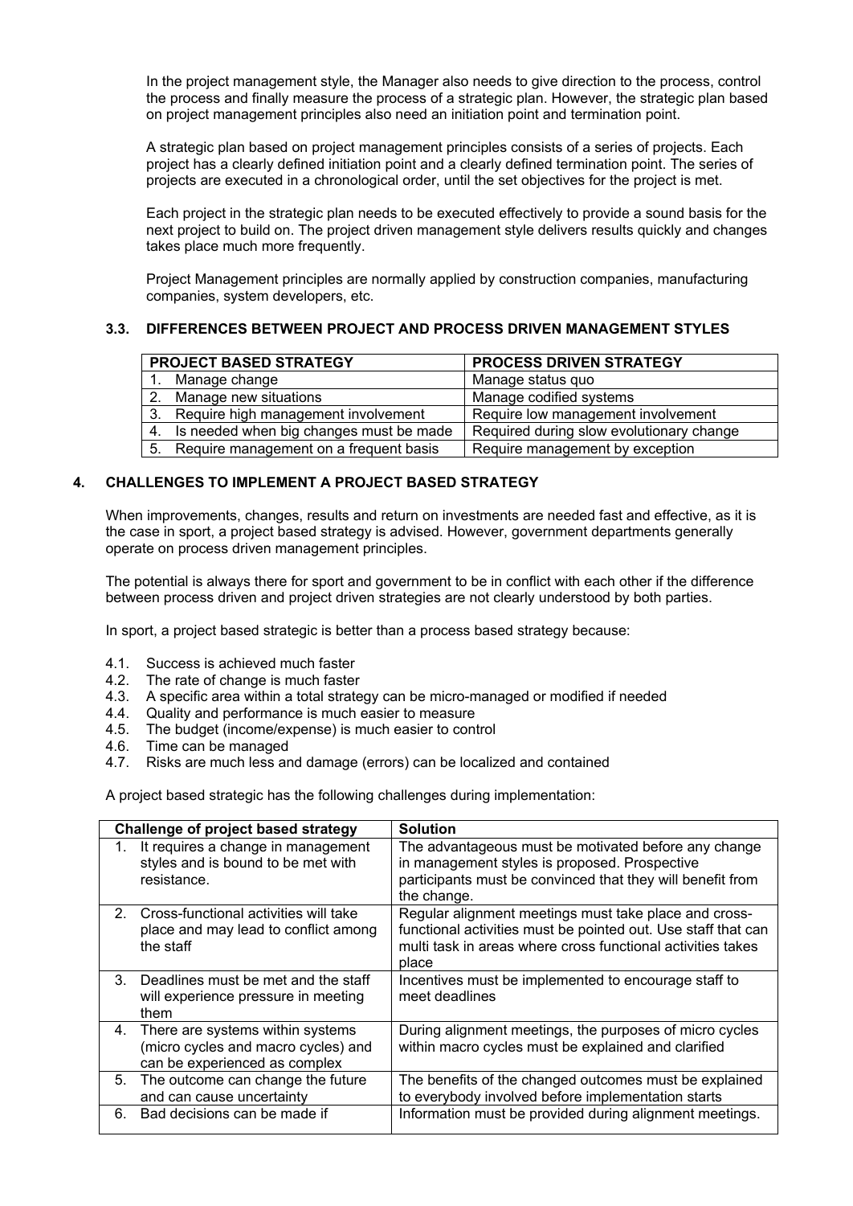In the project management style, the Manager also needs to give direction to the process, control the process and finally measure the process of a strategic plan. However, the strategic plan based on project management principles also need an initiation point and termination point.

A strategic plan based on project management principles consists of a series of projects. Each project has a clearly defined initiation point and a clearly defined termination point. The series of projects are executed in a chronological order, until the set objectives for the project is met.

Each project in the strategic plan needs to be executed effectively to provide a sound basis for the next project to build on. The project driven management style delivers results quickly and changes takes place much more frequently.

Project Management principles are normally applied by construction companies, manufacturing companies, system developers, etc.

### 3.3. DIFFERENCES BETWEEN PROJECT AND PROCESS DRIVEN MANAGEMENT STYLES

| PROJECT BASED STRATEGY | PROCESS DRIVEN STRATEGY |
|---|---|
| 1. Manage change | Manage status quo |
| 2. Manage new situations | Manage codified systems |
| 3. Require high management involvement | Require low management involvement |
| 4. Is needed when big changes must be made | Required during slow evolutionary change |
| 5. Require management on a frequent basis | Require management by exception |

## 4. CHALLENGES TO IMPLEMENT A PROJECT BASED STRATEGY

When improvements, changes, results and return on investments are needed fast and effective, as it is the case in sport, a project based strategy is advised. However, government departments generally operate on process driven management principles.

The potential is always there for sport and government to be in conflict with each other if the difference between process driven and project driven strategies are not clearly understood by both parties.

In sport, a project based strategic is better than a process based strategy because:

4.1. Success is achieved much faster
4.2. The rate of change is much faster
4.3. A specific area within a total strategy can be micro-managed or modified if needed
4.4. Quality and performance is much easier to measure
4.5. The budget (income/expense) is much easier to control
4.6. Time can be managed
4.7. Risks are much less and damage (errors) can be localized and contained

A project based strategic has the following challenges during implementation:

| Challenge of project based strategy | Solution |
|---|---|
| 1. It requires a change in management styles and is bound to be met with resistance. | The advantageous must be motivated before any change in management styles is proposed. Prospective participants must be convinced that they will benefit from the change. |
| 2. Cross-functional activities will take place and may lead to conflict among the staff | Regular alignment meetings must take place and cross-functional activities must be pointed out. Use staff that can multi task in areas where cross functional activities takes place |
| 3. Deadlines must be met and the staff will experience pressure in meeting them | Incentives must be implemented to encourage staff to meet deadlines |
| 4. There are systems within systems (micro cycles and macro cycles) and can be experienced as complex | During alignment meetings, the purposes of micro cycles within macro cycles must be explained and clarified |
| 5. The outcome can change the future and can cause uncertainty | The benefits of the changed outcomes must be explained to everybody involved before implementation starts |
| 6. Bad decisions can be made if | Information must be provided during alignment meetings. |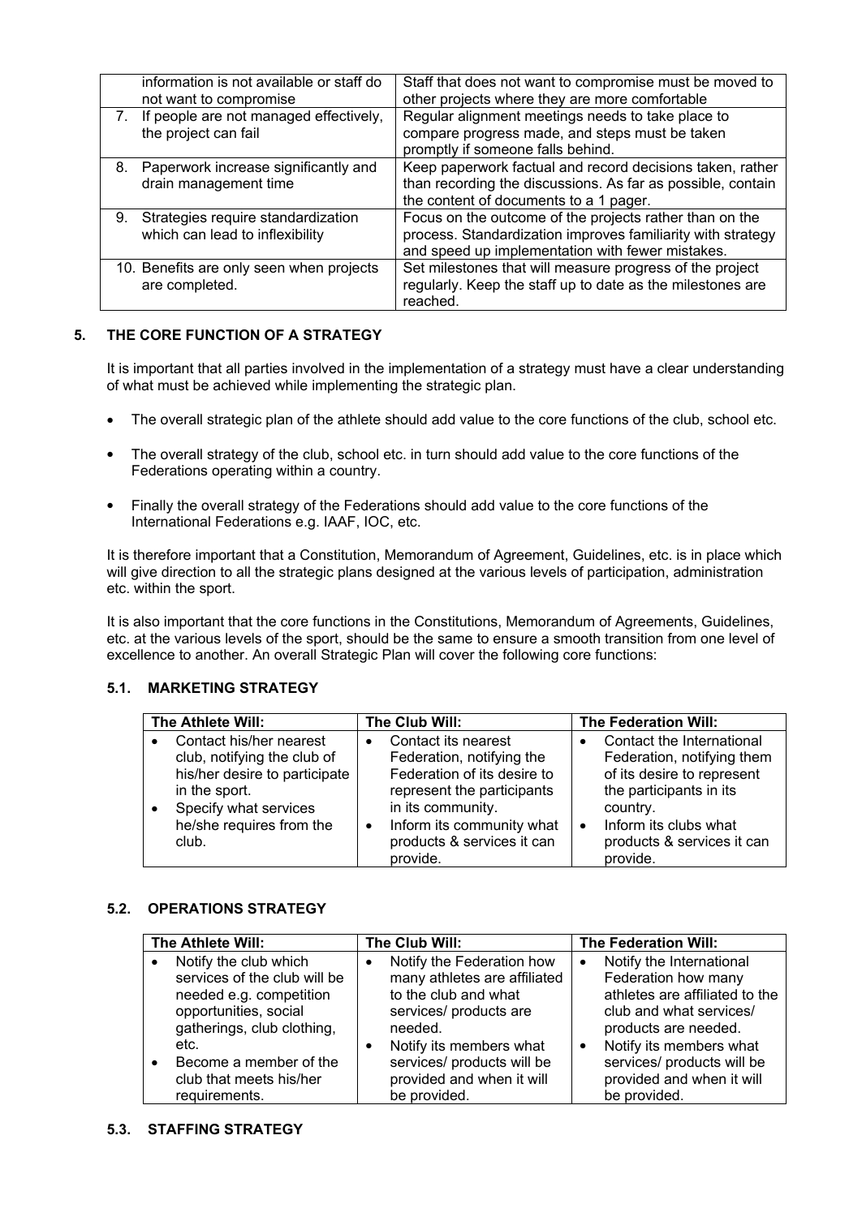| | |
|---|---|
| information is not available or staff do not want to compromise | Staff that does not want to compromise must be moved to other projects where they are more comfortable |
| 7. If people are not managed effectively, the project can fail | Regular alignment meetings needs to take place to compare progress made, and steps must be taken promptly if someone falls behind. |
| 8. Paperwork increase significantly and drain management time | Keep paperwork factual and record decisions taken, rather than recording the discussions. As far as possible, contain the content of documents to a 1 pager. |
| 9. Strategies require standardization which can lead to inflexibility | Focus on the outcome of the projects rather than on the process. Standardization improves familiarity with strategy and speed up implementation with fewer mistakes. |
| 10. Benefits are only seen when projects are completed. | Set milestones that will measure progress of the project regularly. Keep the staff up to date as the milestones are reached. |

## 5. THE CORE FUNCTION OF A STRATEGY

It is important that all parties involved in the implementation of a strategy must have a clear understanding of what must be achieved while implementing the strategic plan.

- The overall strategic plan of the athlete should add value to the core functions of the club, school etc.
- The overall strategy of the club, school etc. in turn should add value to the core functions of the Federations operating within a country.
- Finally the overall strategy of the Federations should add value to the core functions of the International Federations e.g. IAAF, IOC, etc.

It is therefore important that a Constitution, Memorandum of Agreement, Guidelines, etc. is in place which will give direction to all the strategic plans designed at the various levels of participation, administration etc. within the sport.

It is also important that the core functions in the Constitutions, Memorandum of Agreements, Guidelines, etc. at the various levels of the sport, should be the same to ensure a smooth transition from one level of excellence to another. An overall Strategic Plan will cover the following core functions:

### 5.1. MARKETING STRATEGY

| The Athlete Will: | The Club Will: | The Federation Will: |
|---|---|---|
| • Contact his/her nearest club, notifying the club of his/her desire to participate in the sport.<br>• Specify what services he/she requires from the club. | • Contact its nearest Federation, notifying the Federation of its desire to represent the participants in its community.<br>• Inform its community what products & services it can provide. | • Contact the International Federation, notifying them of its desire to represent the participants in its country.<br>• Inform its clubs what products & services it can provide. |

### 5.2. OPERATIONS STRATEGY

| The Athlete Will: | The Club Will: | The Federation Will: |
|---|---|---|
| • Notify the club which services of the club will be needed e.g. competition opportunities, social gatherings, club clothing, etc.<br>• Become a member of the club that meets his/her requirements. | • Notify the Federation how many athletes are affiliated to the club and what services/ products are needed.<br>• Notify its members what services/ products will be provided and when it will be provided. | • Notify the International Federation how many athletes are affiliated to the club and what services/ products are needed.<br>• Notify its members what services/ products will be provided and when it will be provided. |

### 5.3. STAFFING STRATEGY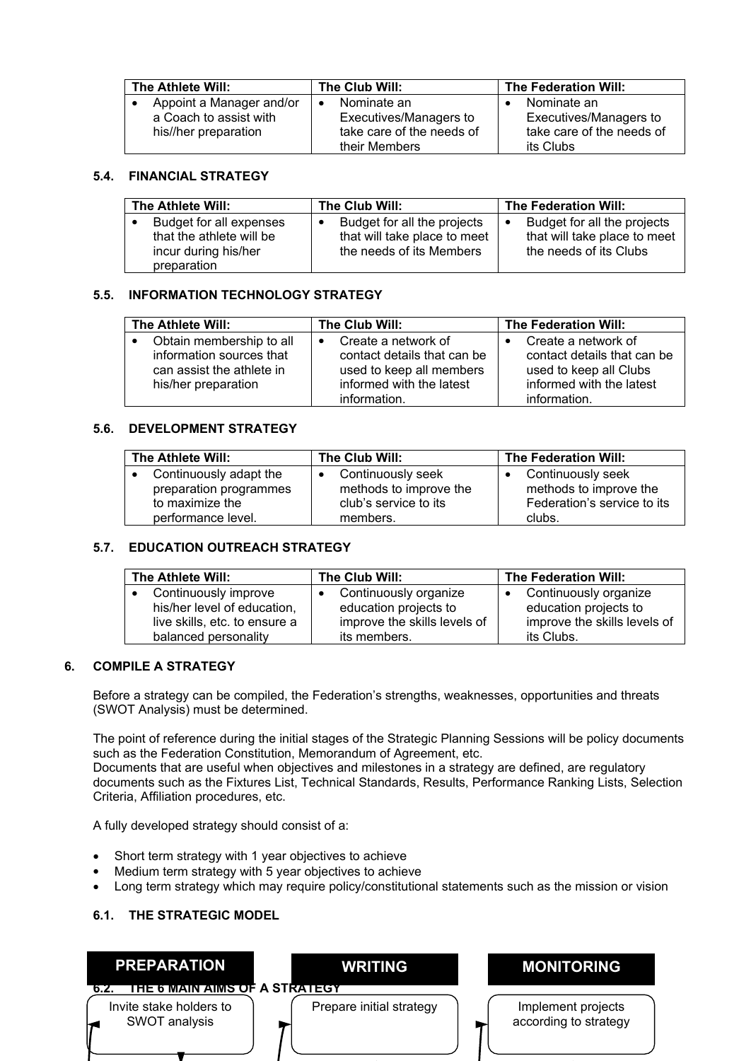| The Athlete Will: | The Club Will: | The Federation Will: |
| --- | --- | --- |
| • Appoint a Manager and/or a Coach to assist with his//her preparation | • Nominate an Executives/Managers to take care of the needs of their Members | • Nominate an Executives/Managers to take care of the needs of its Clubs |

### 5.4. FINANCIAL STRATEGY

| The Athlete Will: | The Club Will: | The Federation Will: |
| --- | --- | --- |
| • Budget for all expenses that the athlete will be incur during his/her preparation | • Budget for all the projects that will take place to meet the needs of its Members | • Budget for all the projects that will take place to meet the needs of its Clubs |

### 5.5. INFORMATION TECHNOLOGY STRATEGY

| The Athlete Will: | The Club Will: | The Federation Will: |
| --- | --- | --- |
| • Obtain membership to all information sources that can assist the athlete in his/her preparation | • Create a network of contact details that can be used to keep all members informed with the latest information. | • Create a network of contact details that can be used to keep all Clubs informed with the latest information. |

### 5.6. DEVELOPMENT STRATEGY

| The Athlete Will: | The Club Will: | The Federation Will: |
| --- | --- | --- |
| • Continuously adapt the preparation programmes to maximize the performance level. | • Continuously seek methods to improve the club's service to its members. | • Continuously seek methods to improve the Federation's service to its clubs. |

### 5.7. EDUCATION OUTREACH STRATEGY

| The Athlete Will: | The Club Will: | The Federation Will: |
| --- | --- | --- |
| • Continuously improve his/her level of education, live skills, etc. to ensure a balanced personality | • Continuously organize education projects to improve the skills levels of its members. | • Continuously organize education projects to improve the skills levels of its Clubs. |

## 6. COMPILE A STRATEGY

Before a strategy can be compiled, the Federation's strengths, weaknesses, opportunities and threats (SWOT Analysis) must be determined.

The point of reference during the initial stages of the Strategic Planning Sessions will be policy documents such as the Federation Constitution, Memorandum of Agreement, etc.
Documents that are useful when objectives and milestones in a strategy are defined, are regulatory documents such as the Fixtures List, Technical Standards, Results, Performance Ranking Lists, Selection Criteria, Affiliation procedures, etc.

A fully developed strategy should consist of a:

- Short term strategy with 1 year objectives to achieve
- Medium term strategy with 5 year objectives to achieve
- Long term strategy which may require policy/constitutional statements such as the mission or vision

### 6.1. THE STRATEGIC MODEL

| PREPARATION | WRITING | MONITORING |
| --- | --- | --- |
| Invite stake holders to SWOT analysis | Prepare initial strategy | Implement projects according to strategy |

### 6.2. THE 6 MAIN AIMS OF A STRATEGY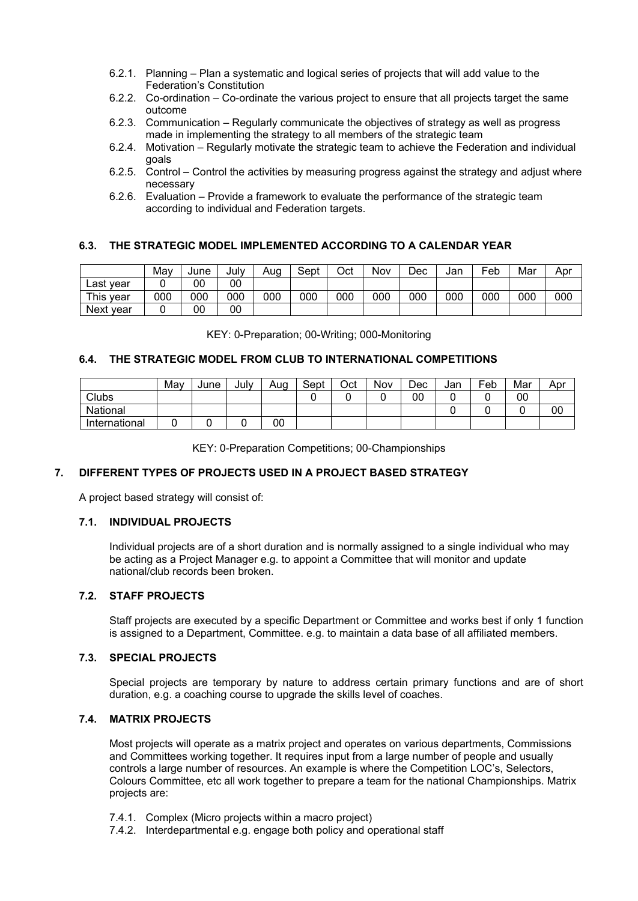6.2.1. Planning – Plan a systematic and logical series of projects that will add value to the Federation's Constitution
6.2.2. Co-ordination – Co-ordinate the various project to ensure that all projects target the same outcome
6.2.3. Communication – Regularly communicate the objectives of strategy as well as progress made in implementing the strategy to all members of the strategic team
6.2.4. Motivation – Regularly motivate the strategic team to achieve the Federation and individual goals
6.2.5. Control – Control the activities by measuring progress against the strategy and adjust where necessary
6.2.6. Evaluation – Provide a framework to evaluate the performance of the strategic team according to individual and Federation targets.

### 6.3. THE STRATEGIC MODEL IMPLEMENTED ACCORDING TO A CALENDAR YEAR

| | May | June | July | Aug | Sept | Oct | Nov | Dec | Jan | Feb | Mar | Apr |
|---|---|---|---|---|---|---|---|---|---|---|---|---|
| Last year | 0 | 00 | 00 | | | | | | | | | |
| This year | 000 | 000 | 000 | 000 | 000 | 000 | 000 | 000 | 000 | 000 | 000 | 000 |
| Next year | 0 | 00 | 00 | | | | | | | | | |

KEY: 0-Preparation; 00-Writing; 000-Monitoring

### 6.4. THE STRATEGIC MODEL FROM CLUB TO INTERNATIONAL COMPETITIONS

| | May | June | July | Aug | Sept | Oct | Nov | Dec | Jan | Feb | Mar | Apr |
|---|---|---|---|---|---|---|---|---|---|---|---|---|
| Clubs | | | | | 0 | 0 | 0 | 00 | 0 | 0 | 00 | |
| National | | | | | | | | | 0 | 0 | 0 | 00 |
| International | 0 | 0 | 0 | 00 | | | | | | | | |

KEY: 0-Preparation Competitions; 00-Championships

## 7. DIFFERENT TYPES OF PROJECTS USED IN A PROJECT BASED STRATEGY

A project based strategy will consist of:

### 7.1. INDIVIDUAL PROJECTS

Individual projects are of a short duration and is normally assigned to a single individual who may be acting as a Project Manager e.g. to appoint a Committee that will monitor and update national/club records been broken.

### 7.2. STAFF PROJECTS

Staff projects are executed by a specific Department or Committee and works best if only 1 function is assigned to a Department, Committee. e.g. to maintain a data base of all affiliated members.

### 7.3. SPECIAL PROJECTS

Special projects are temporary by nature to address certain primary functions and are of short duration, e.g. a coaching course to upgrade the skills level of coaches.

### 7.4. MATRIX PROJECTS

Most projects will operate as a matrix project and operates on various departments, Commissions and Committees working together. It requires input from a large number of people and usually controls a large number of resources. An example is where the Competition LOC's, Selectors, Colours Committee, etc all work together to prepare a team for the national Championships. Matrix projects are:

7.4.1. Complex (Micro projects within a macro project)
7.4.2. Interdepartmental e.g. engage both policy and operational staff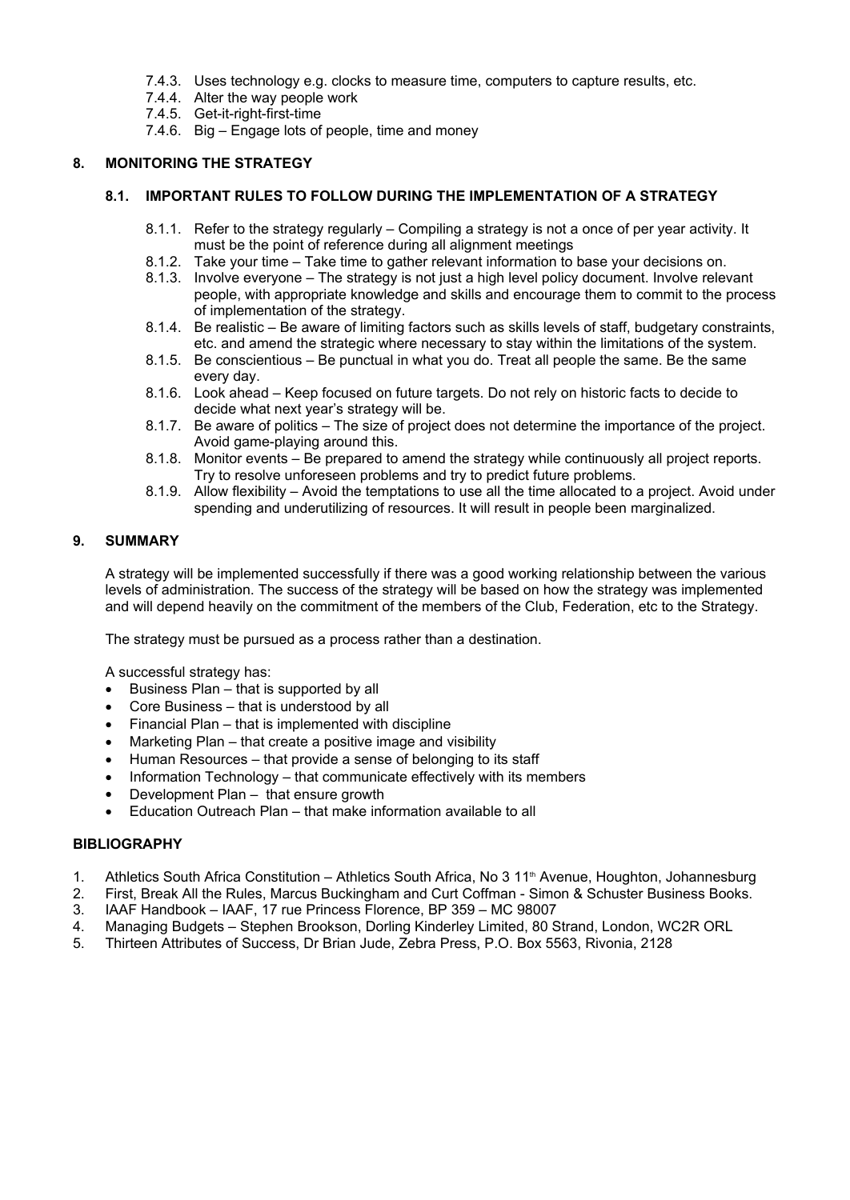7.4.3. Uses technology e.g. clocks to measure time, computers to capture results, etc.
7.4.4. Alter the way people work
7.4.5. Get-it-right-first-time
7.4.6. Big – Engage lots of people, time and money

## 8. MONITORING THE STRATEGY

### 8.1. IMPORTANT RULES TO FOLLOW DURING THE IMPLEMENTATION OF A STRATEGY

8.1.1. Refer to the strategy regularly – Compiling a strategy is not a once of per year activity. It must be the point of reference during all alignment meetings
8.1.2. Take your time – Take time to gather relevant information to base your decisions on.
8.1.3. Involve everyone – The strategy is not just a high level policy document. Involve relevant people, with appropriate knowledge and skills and encourage them to commit to the process of implementation of the strategy.
8.1.4. Be realistic – Be aware of limiting factors such as skills levels of staff, budgetary constraints, etc. and amend the strategic where necessary to stay within the limitations of the system.
8.1.5. Be conscientious – Be punctual in what you do. Treat all people the same. Be the same every day.
8.1.6. Look ahead – Keep focused on future targets. Do not rely on historic facts to decide to decide what next year's strategy will be.
8.1.7. Be aware of politics – The size of project does not determine the importance of the project. Avoid game-playing around this.
8.1.8. Monitor events – Be prepared to amend the strategy while continuously all project reports. Try to resolve unforeseen problems and try to predict future problems.
8.1.9. Allow flexibility – Avoid the temptations to use all the time allocated to a project. Avoid under spending and underutilizing of resources. It will result in people been marginalized.

## 9. SUMMARY

A strategy will be implemented successfully if there was a good working relationship between the various levels of administration. The success of the strategy will be based on how the strategy was implemented and will depend heavily on the commitment of the members of the Club, Federation, etc to the Strategy.

The strategy must be pursued as a process rather than a destination.

A successful strategy has:

- Business Plan – that is supported by all
- Core Business – that is understood by all
- Financial Plan – that is implemented with discipline
- Marketing Plan – that create a positive image and visibility
- Human Resources – that provide a sense of belonging to its staff
- Information Technology – that communicate effectively with its members
- Development Plan – that ensure growth
- Education Outreach Plan – that make information available to all

## BIBLIOGRAPHY

1. Athletics South Africa Constitution – Athletics South Africa, No 3 11th Avenue, Houghton, Johannesburg
2. First, Break All the Rules, Marcus Buckingham and Curt Coffman - Simon & Schuster Business Books.
3. IAAF Handbook – IAAF, 17 rue Princess Florence, BP 359 – MC 98007
4. Managing Budgets – Stephen Brookson, Dorling Kinderley Limited, 80 Strand, London, WC2R ORL
5. Thirteen Attributes of Success, Dr Brian Jude, Zebra Press, P.O. Box 5563, Rivonia, 2128